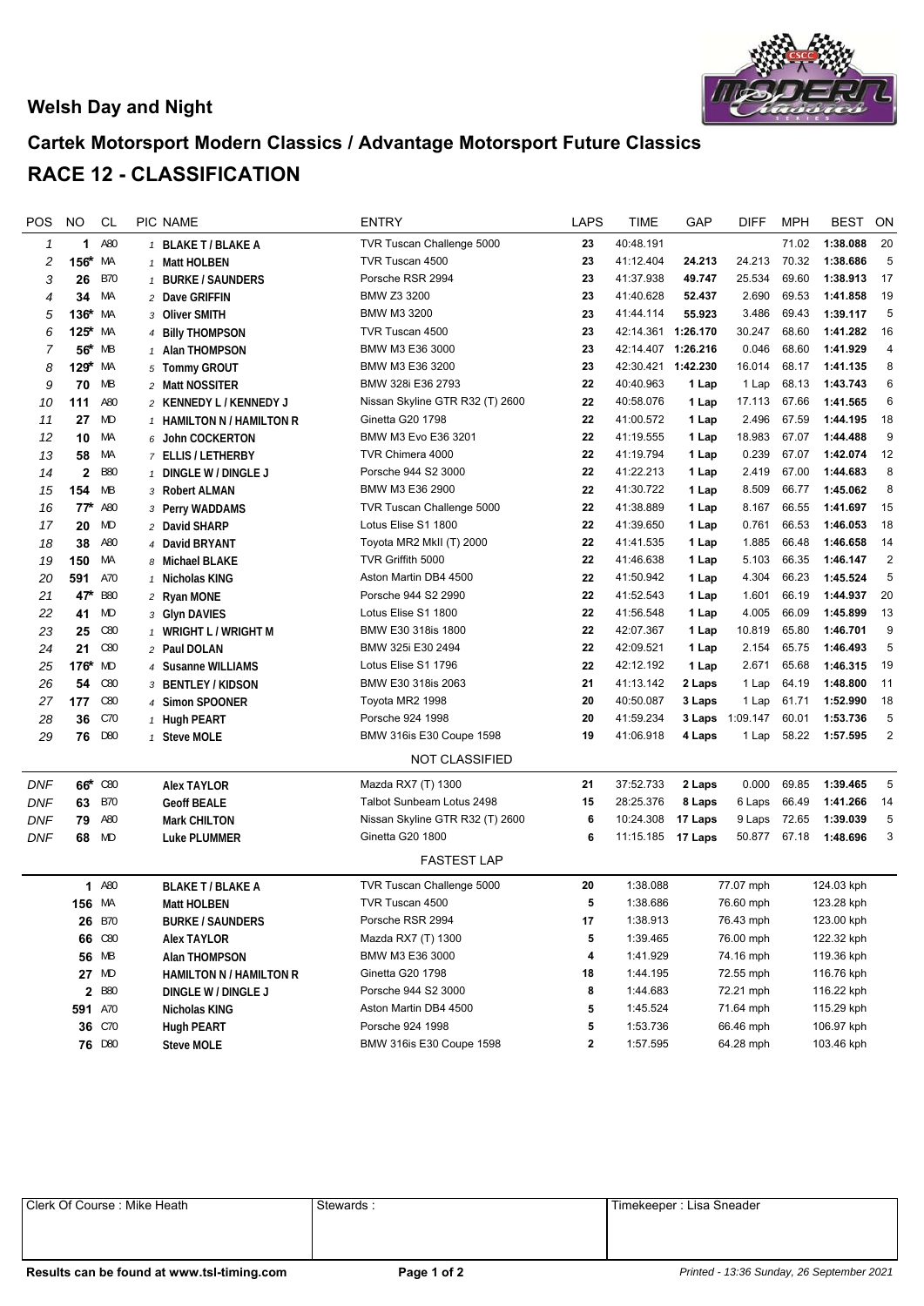## Welsh Day and Night

## Cartek Motorsport Modern Classics / Advantage Motorsport Future Classics

# RACE 12 - CLASSIFICATION

| POS | NO | CL | PIC | NAME | ENTRY | LAPS | TIME | GAP | DIFF | MPH | BEST | ON |
|---|---|---|---|---|---|---|---|---|---|---|---|---|
| 1 | 1 | A80 | 1 | BLAKE T / BLAKE A | TVR Tuscan Challenge 5000 | 23 | 40:48.191 | | | 71.02 | 1:38.088 | 20 |
| 2 | 156* | MA | 1 | Matt HOLBEN | TVR Tuscan 4500 | 23 | 41:12.404 | 24.213 | 24.213 | 70.32 | 1:38.686 | 5 |
| 3 | 26 | B70 | 1 | BURKE / SAUNDERS | Porsche RSR 2994 | 23 | 41:37.938 | 49.747 | 25.534 | 69.60 | 1:38.913 | 17 |
| 4 | 34 | MA | 2 | Dave GRIFFIN | BMW Z3 3200 | 23 | 41:40.628 | 52.437 | 2.690 | 69.53 | 1:41.858 | 19 |
| 5 | 136* | MA | 3 | Oliver SMITH | BMW M3 3200 | 23 | 41:44.114 | 55.923 | 3.486 | 69.43 | 1:39.117 | 5 |
| 6 | 125* | MA | 4 | Billy THOMPSON | TVR Tuscan 4500 | 23 | 42:14.361 | 1:26.170 | 30.247 | 68.60 | 1:41.282 | 16 |
| 7 | 56* | MB | 1 | Alan THOMPSON | BMW M3 E36 3000 | 23 | 42:14.407 | 1:26.216 | 0.046 | 68.60 | 1:41.929 | 4 |
| 8 | 129* | MA | 5 | Tommy GROUT | BMW M3 E36 3200 | 23 | 42:30.421 | 1:42.230 | 16.014 | 68.17 | 1:41.135 | 8 |
| 9 | 70 | MB | 2 | Matt NOSSITER | BMW 328i E36 2793 | 22 | 40:40.963 | 1 Lap | 1 Lap | 68.13 | 1:43.743 | 6 |
| 10 | 111 | A80 | 2 | KENNEDY L / KENNEDY J | Nissan Skyline GTR R32 (T) 2600 | 22 | 40:58.076 | 1 Lap | 17.113 | 67.66 | 1:41.565 | 6 |
| 11 | 27 | MD | 1 | HAMILTON N / HAMILTON R | Ginetta G20 1798 | 22 | 41:00.572 | 1 Lap | 2.496 | 67.59 | 1:44.195 | 18 |
| 12 | 10 | MA | 6 | John COCKERTON | BMW M3 Evo E36 3201 | 22 | 41:19.555 | 1 Lap | 18.983 | 67.07 | 1:44.488 | 9 |
| 13 | 58 | MA | 7 | ELLIS / LETHERBY | TVR Chimera 4000 | 22 | 41:19.794 | 1 Lap | 0.239 | 67.07 | 1:42.074 | 12 |
| 14 | 2 | B80 | 1 | DINGLE W / DINGLE J | Porsche 944 S2 3000 | 22 | 41:22.213 | 1 Lap | 2.419 | 67.00 | 1:44.683 | 8 |
| 15 | 154 | MB | 3 | Robert ALMAN | BMW M3 E36 2900 | 22 | 41:30.722 | 1 Lap | 8.509 | 66.77 | 1:45.062 | 8 |
| 16 | 77* | A80 | 3 | Perry WADDAMS | TVR Tuscan Challenge 5000 | 22 | 41:38.889 | 1 Lap | 8.167 | 66.55 | 1:41.697 | 15 |
| 17 | 20 | MD | 2 | David SHARP | Lotus Elise S1 1800 | 22 | 41:39.650 | 1 Lap | 0.761 | 66.53 | 1:46.053 | 18 |
| 18 | 38 | A80 | 4 | David BRYANT | Toyota MR2 MkII (T) 2000 | 22 | 41:41.535 | 1 Lap | 1.885 | 66.48 | 1:46.658 | 14 |
| 19 | 150 | MA | 8 | Michael BLAKE | TVR Griffith 5000 | 22 | 41:46.638 | 1 Lap | 5.103 | 66.35 | 1:46.147 | 2 |
| 20 | 591 | A70 | 1 | Nicholas KING | Aston Martin DB4 4500 | 22 | 41:50.942 | 1 Lap | 4.304 | 66.23 | 1:45.524 | 5 |
| 21 | 47* | B80 | 2 | Ryan MONE | Porsche 944 S2 2990 | 22 | 41:52.543 | 1 Lap | 1.601 | 66.19 | 1:44.937 | 20 |
| 22 | 41 | MD | 3 | Glyn DAVIES | Lotus Elise S1 1800 | 22 | 41:56.548 | 1 Lap | 4.005 | 66.09 | 1:45.899 | 13 |
| 23 | 25 | C80 | 1 | WRIGHT L / WRIGHT M | BMW E30 318is 1800 | 22 | 42:07.367 | 1 Lap | 10.819 | 65.80 | 1:46.701 | 9 |
| 24 | 21 | C80 | 2 | Paul DOLAN | BMW 325i E30 2494 | 22 | 42:09.521 | 1 Lap | 2.154 | 65.75 | 1:46.493 | 5 |
| 25 | 176* | MD | 4 | Susanne WILLIAMS | Lotus Elise S1 1796 | 22 | 42:12.192 | 1 Lap | 2.671 | 65.68 | 1:46.315 | 19 |
| 26 | 54 | C80 | 3 | BENTLEY / KIDSON | BMW E30 318is 2063 | 21 | 41:13.142 | 2 Laps | 1 Lap | 64.19 | 1:48.800 | 11 |
| 27 | 177 | C80 | 4 | Simon SPOONER | Toyota MR2 1998 | 20 | 40:50.087 | 3 Laps | 1 Lap | 61.71 | 1:52.990 | 18 |
| 28 | 36 | C70 | 1 | Hugh PEART | Porsche 924 1998 | 20 | 41:59.234 | 3 Laps | 1:09.147 | 60.01 | 1:53.736 | 5 |
| 29 | 76 | D80 | 1 | Steve MOLE | BMW 316is E30 Coupe 1598 | 19 | 41:06.918 | 4 Laps | 1 Lap | 58.22 | 1:57.595 | 2 |
| | | | | | NOT CLASSIFIED | | | | | | | |
| DNF | 66* | C80 | | Alex TAYLOR | Mazda RX7 (T) 1300 | 21 | 37:52.733 | 2 Laps | 0.000 | 69.85 | 1:39.465 | 5 |
| DNF | 63 | B70 | | Geoff BEALE | Talbot Sunbeam Lotus 2498 | 15 | 28:25.376 | 8 Laps | 6 Laps | 66.49 | 1:41.266 | 14 |
| DNF | 79 | A80 | | Mark CHILTON | Nissan Skyline GTR R32 (T) 2600 | 6 | 10:24.308 | 17 Laps | 9 Laps | 72.65 | 1:39.039 | 5 |
| DNF | 68 | MD | | Luke PLUMMER | Ginetta G20 1800 | 6 | 11:15.185 | 17 Laps | 50.877 | 67.18 | 1:48.696 | 3 |

### FASTEST LAP

| NO | CL | NAME | ENTRY | LAP | TIME | MPH | KPH |
|---|---|---|---|---|---|---|---|
| 1 | A80 | BLAKE T / BLAKE A | TVR Tuscan Challenge 5000 | 20 | 1:38.088 | 77.07 mph | 124.03 kph |
| 156 | MA | Matt HOLBEN | TVR Tuscan 4500 | 5 | 1:38.686 | 76.60 mph | 123.28 kph |
| 26 | B70 | BURKE / SAUNDERS | Porsche RSR 2994 | 17 | 1:38.913 | 76.43 mph | 123.00 kph |
| 66 | C80 | Alex TAYLOR | Mazda RX7 (T) 1300 | 5 | 1:39.465 | 76.00 mph | 122.32 kph |
| 56 | MB | Alan THOMPSON | BMW M3 E36 3000 | 4 | 1:41.929 | 74.16 mph | 119.36 kph |
| 27 | MD | HAMILTON N / HAMILTON R | Ginetta G20 1798 | 18 | 1:44.195 | 72.55 mph | 116.76 kph |
| 2 | B80 | DINGLE W / DINGLE J | Porsche 944 S2 3000 | 8 | 1:44.683 | 72.21 mph | 116.22 kph |
| 591 | A70 | Nicholas KING | Aston Martin DB4 4500 | 5 | 1:45.524 | 71.64 mph | 115.29 kph |
| 36 | C70 | Hugh PEART | Porsche 924 1998 | 5 | 1:53.736 | 66.46 mph | 106.97 kph |
| 76 | D80 | Steve MOLE | BMW 316is E30 Coupe 1598 | 2 | 1:57.595 | 64.28 mph | 103.46 kph |

| Clerk Of Course : Mike Heath | Stewards : | Timekeeper : Lisa Sneader |
|---|---|---|

Results can be found at www.tsl-timing.com

*Printed - 13:36 Sunday, 26 September 2021*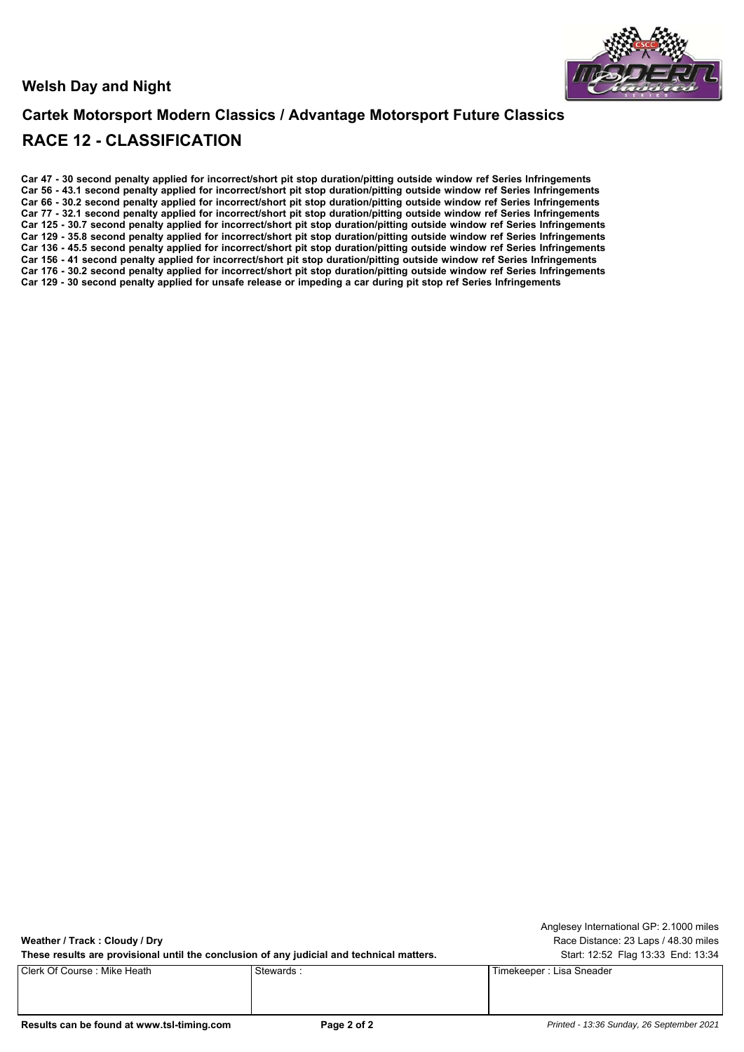**Welsh Day and Night**

## Cartek Motorsport Modern Classics / Advantage Motorsport Future Classics

# RACE 12 - CLASSIFICATION

**Car 47 - 30 second penalty applied for incorrect/short pit stop duration/pitting outside window ref Series Infringements**
**Car 56 - 43.1 second penalty applied for incorrect/short pit stop duration/pitting outside window ref Series Infringements**
**Car 66 - 30.2 second penalty applied for incorrect/short pit stop duration/pitting outside window ref Series Infringements**
**Car 77 - 32.1 second penalty applied for incorrect/short pit stop duration/pitting outside window ref Series Infringements**
**Car 125 - 30.7 second penalty applied for incorrect/short pit stop duration/pitting outside window ref Series Infringements**
**Car 129 - 35.8 second penalty applied for incorrect/short pit stop duration/pitting outside window ref Series Infringements**
**Car 136 - 45.5 second penalty applied for incorrect/short pit stop duration/pitting outside window ref Series Infringements**
**Car 156 - 41 second penalty applied for incorrect/short pit stop duration/pitting outside window ref Series Infringements**
**Car 176 - 30.2 second penalty applied for incorrect/short pit stop duration/pitting outside window ref Series Infringements**
**Car 129 - 30 second penalty applied for unsafe release or impeding a car during pit stop ref Series Infringements**

Anglesey International GP: 2.1000 miles
Race Distance: 23 Laps / 48.30 miles
Start: 12:52 Flag 13:33 End: 13:34

**Weather / Track : Cloudy / Dry**

**These results are provisional until the conclusion of any judicial and technical matters.**

| | | |
|---|---|---|
| Clerk Of Course : Mike Heath | Stewards : | Timekeeper : Lisa Sneader |

**Results can be found at www.tsl-timing.com**

*Printed - 13:36 Sunday, 26 September 2021*